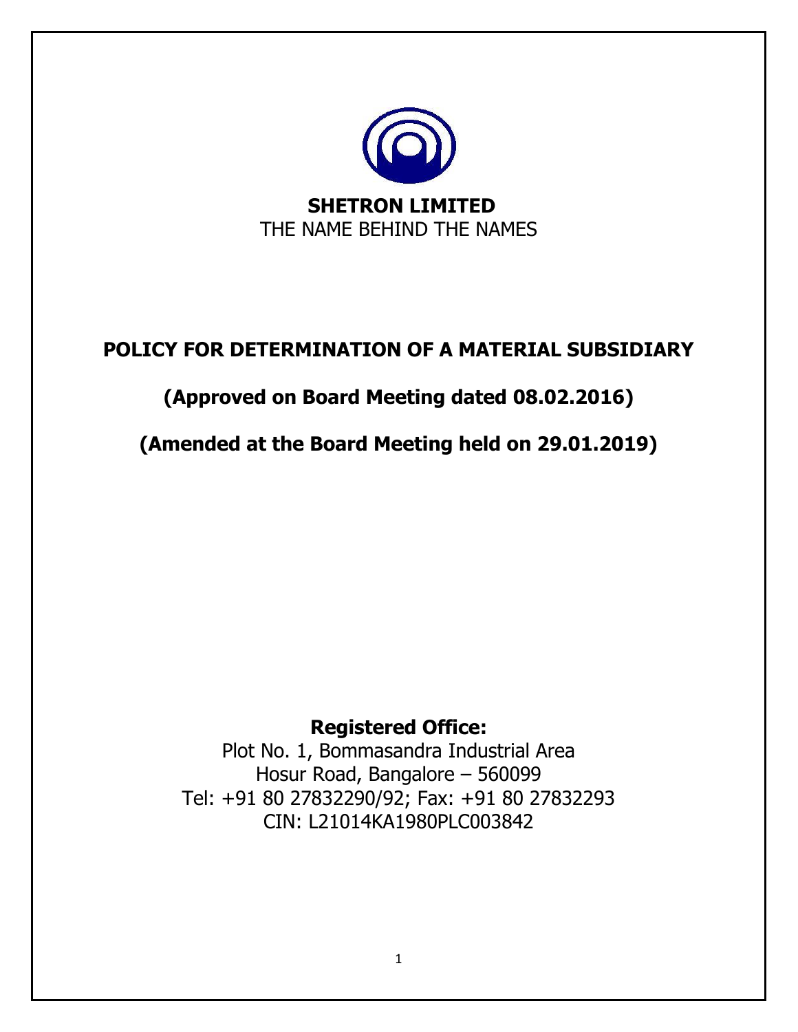**SHETRON LIMITED**

THE NAME BEHIND THE NAMES

# POLICY FOR DETERMINATION OF A MATERIAL SUBSIDIARY

## (Approved on Board Meeting dated 08.02.2016)

## (Amended at the Board Meeting held on 29.01.2019)

**Registered Office:**

Plot No. 1, Bommasandra Industrial Area

Hosur Road, Bangalore – 560099

Tel: +91 80 27832290/92; Fax: +91 80 27832293

CIN: L21014KA1980PLC003842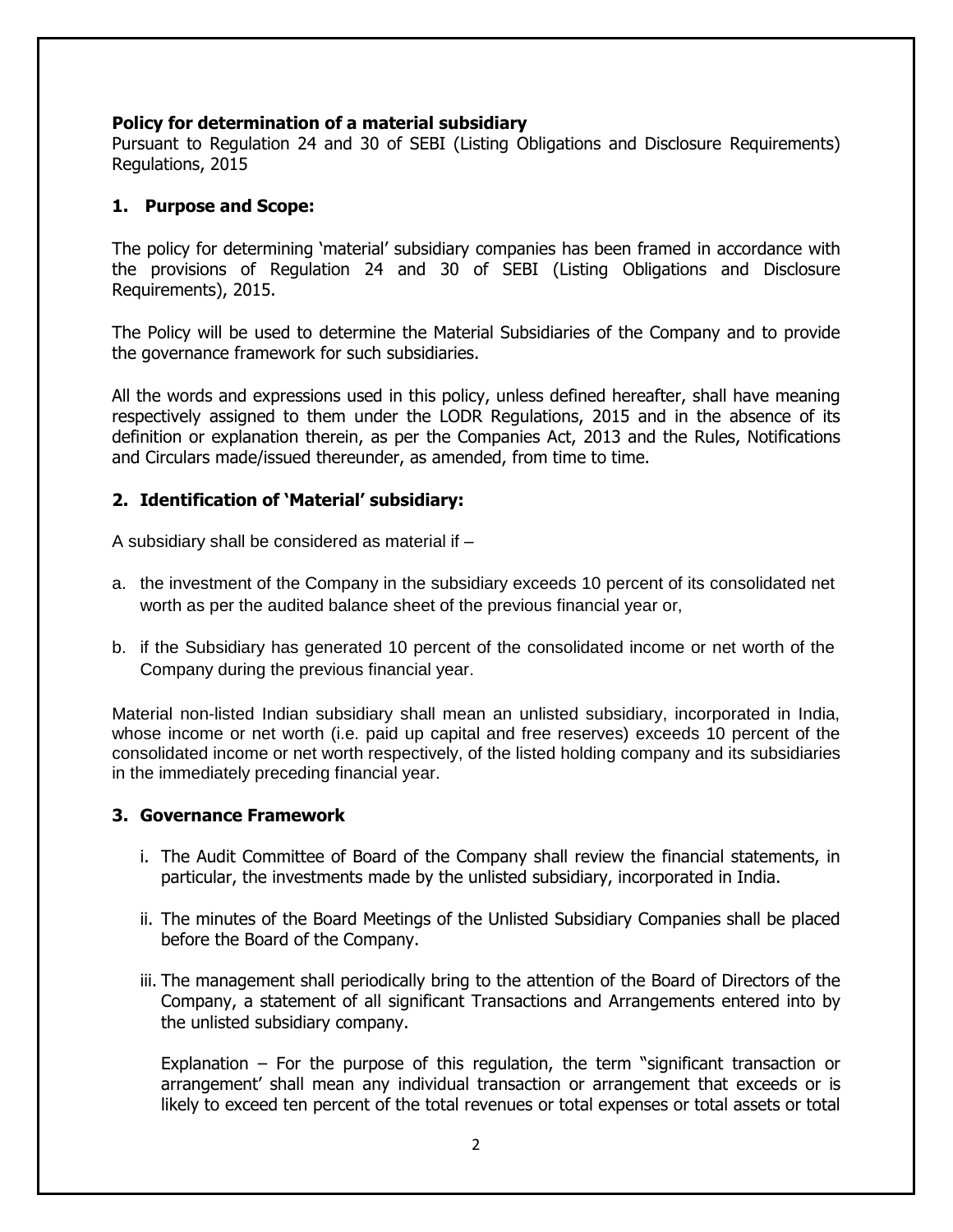**Policy for determination of a material subsidiary**

Pursuant to Regulation 24 and 30 of SEBI (Listing Obligations and Disclosure Requirements) Regulations, 2015

## 1. Purpose and Scope:

The policy for determining 'material' subsidiary companies has been framed in accordance with the provisions of Regulation 24 and 30 of SEBI (Listing Obligations and Disclosure Requirements), 2015.

The Policy will be used to determine the Material Subsidiaries of the Company and to provide the governance framework for such subsidiaries.

All the words and expressions used in this policy, unless defined hereafter, shall have meaning respectively assigned to them under the LODR Regulations, 2015 and in the absence of its definition or explanation therein, as per the Companies Act, 2013 and the Rules, Notifications and Circulars made/issued thereunder, as amended, from time to time.

## 2. Identification of 'Material' subsidiary:

A subsidiary shall be considered as material if –

a. the investment of the Company in the subsidiary exceeds 10 percent of its consolidated net worth as per the audited balance sheet of the previous financial year or,

b. if the Subsidiary has generated 10 percent of the consolidated income or net worth of the Company during the previous financial year.

Material non-listed Indian subsidiary shall mean an unlisted subsidiary, incorporated in India, whose income or net worth (i.e. paid up capital and free reserves) exceeds 10 percent of the consolidated income or net worth respectively, of the listed holding company and its subsidiaries in the immediately preceding financial year.

## 3. Governance Framework

i. The Audit Committee of Board of the Company shall review the financial statements, in particular, the investments made by the unlisted subsidiary, incorporated in India.

ii. The minutes of the Board Meetings of the Unlisted Subsidiary Companies shall be placed before the Board of the Company.

iii. The management shall periodically bring to the attention of the Board of Directors of the Company, a statement of all significant Transactions and Arrangements entered into by the unlisted subsidiary company.

Explanation – For the purpose of this regulation, the term "significant transaction or arrangement' shall mean any individual transaction or arrangement that exceeds or is likely to exceed ten percent of the total revenues or total expenses or total assets or total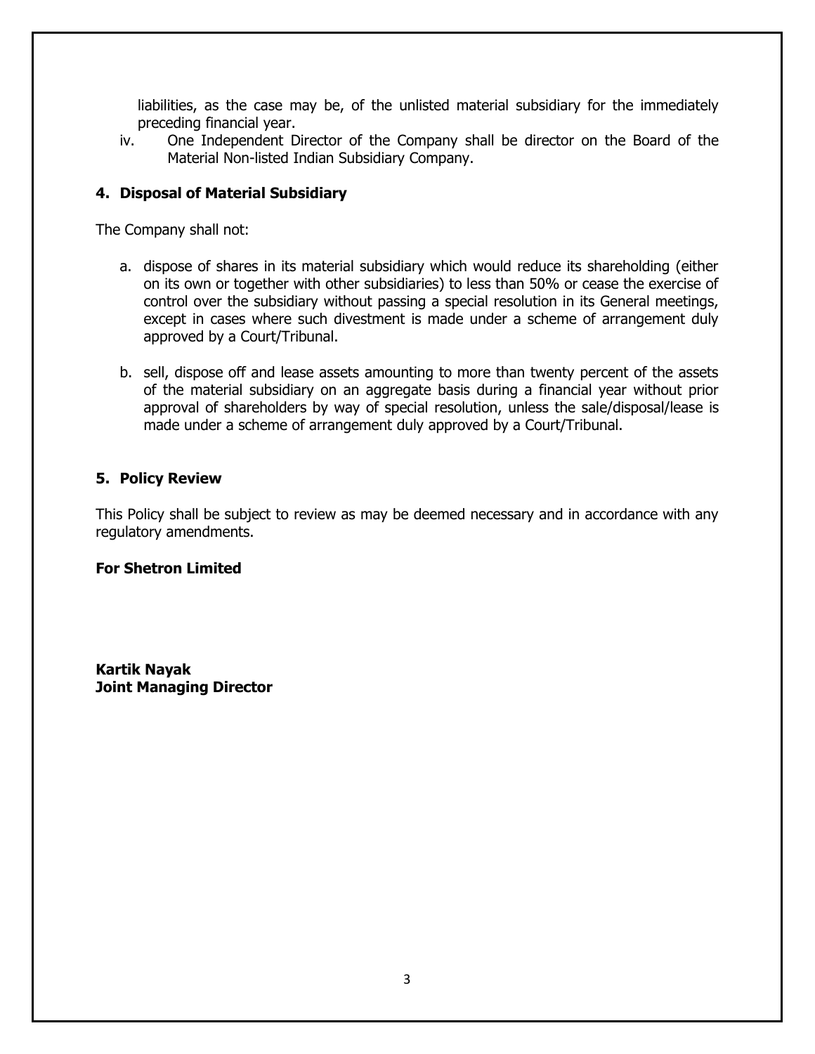liabilities, as the case may be, of the unlisted material subsidiary for the immediately preceding financial year.

iv. One Independent Director of the Company shall be director on the Board of the Material Non-listed Indian Subsidiary Company.

## 4. Disposal of Material Subsidiary

The Company shall not:

a. dispose of shares in its material subsidiary which would reduce its shareholding (either on its own or together with other subsidiaries) to less than 50% or cease the exercise of control over the subsidiary without passing a special resolution in its General meetings, except in cases where such divestment is made under a scheme of arrangement duly approved by a Court/Tribunal.

b. sell, dispose off and lease assets amounting to more than twenty percent of the assets of the material subsidiary on an aggregate basis during a financial year without prior approval of shareholders by way of special resolution, unless the sale/disposal/lease is made under a scheme of arrangement duly approved by a Court/Tribunal.

## 5. Policy Review

This Policy shall be subject to review as may be deemed necessary and in accordance with any regulatory amendments.

**For Shetron Limited**

**Kartik Nayak**
**Joint Managing Director**